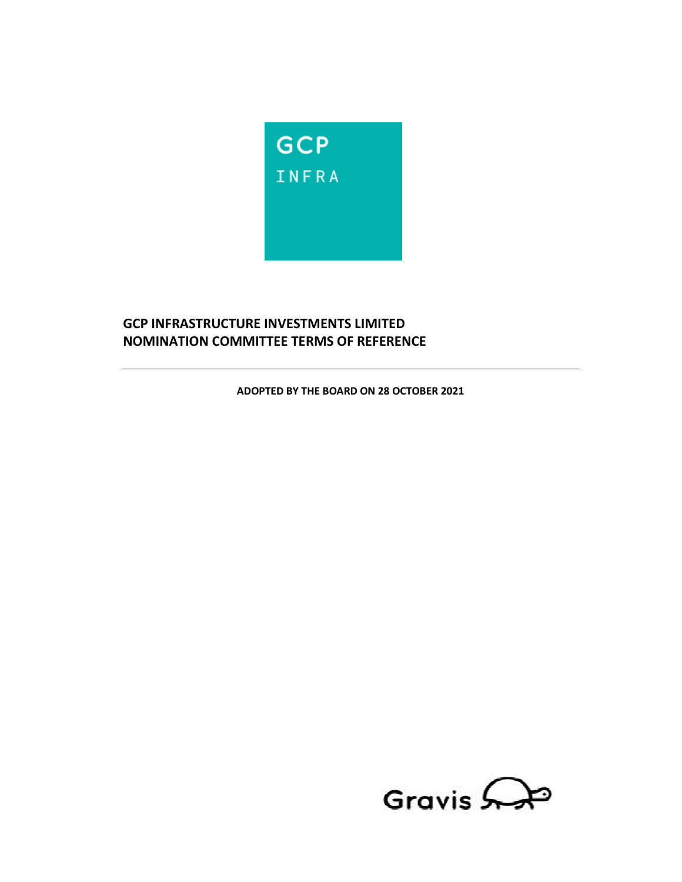GCP
INFRA

# GCP INFRASTRUCTURE INVESTMENTS LIMITED
# NOMINATION COMMITTEE TERMS OF REFERENCE

---

**ADOPTED BY THE BOARD ON 28 OCTOBER 2021**

Gravis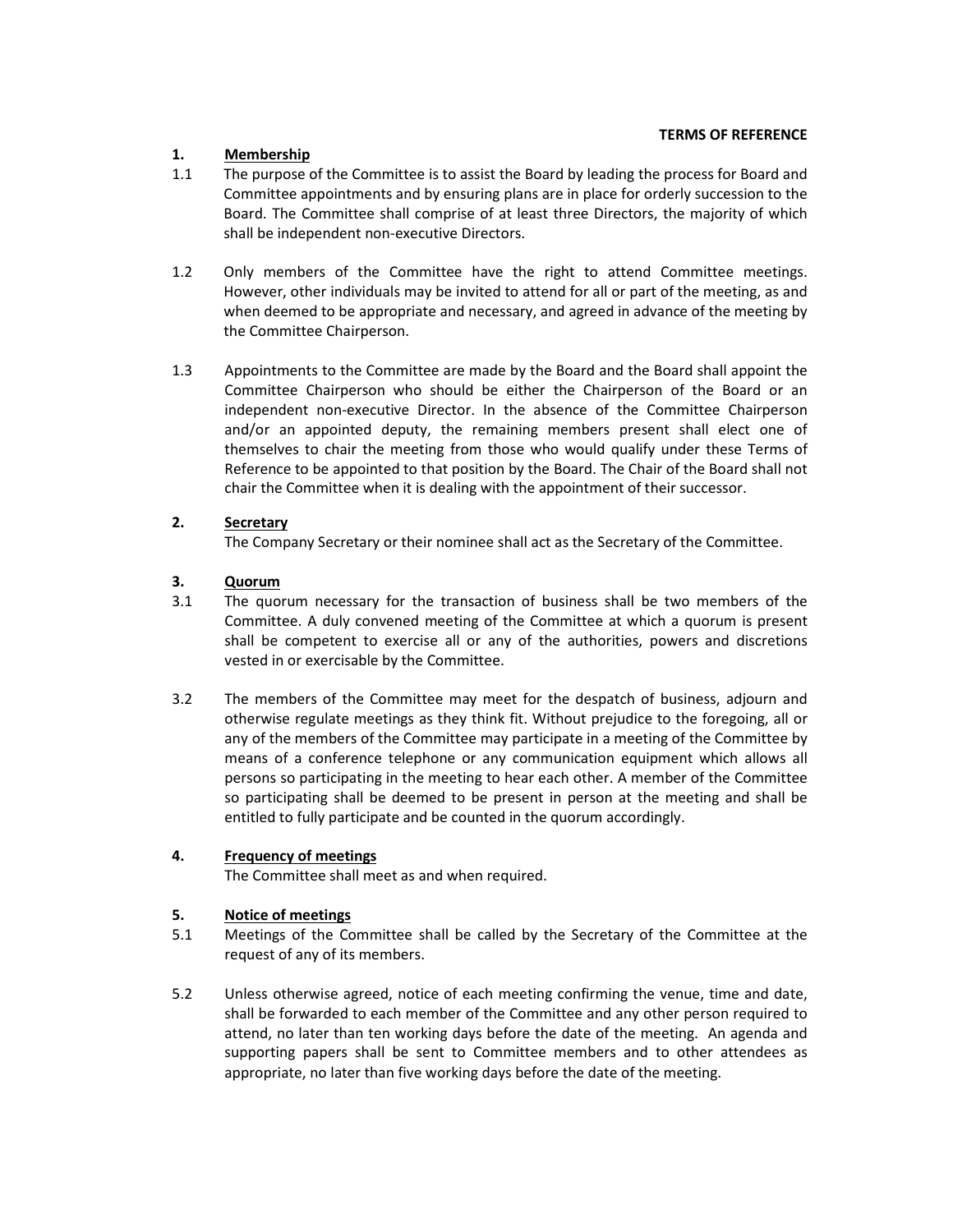**TERMS OF REFERENCE**

## 1. Membership

1.1 The purpose of the Committee is to assist the Board by leading the process for Board and Committee appointments and by ensuring plans are in place for orderly succession to the Board. The Committee shall comprise of at least three Directors, the majority of which shall be independent non-executive Directors.

1.2 Only members of the Committee have the right to attend Committee meetings. However, other individuals may be invited to attend for all or part of the meeting, as and when deemed to be appropriate and necessary, and agreed in advance of the meeting by the Committee Chairperson.

1.3 Appointments to the Committee are made by the Board and the Board shall appoint the Committee Chairperson who should be either the Chairperson of the Board or an independent non-executive Director. In the absence of the Committee Chairperson and/or an appointed deputy, the remaining members present shall elect one of themselves to chair the meeting from those who would qualify under these Terms of Reference to be appointed to that position by the Board. The Chair of the Board shall not chair the Committee when it is dealing with the appointment of their successor.

## 2. Secretary

The Company Secretary or their nominee shall act as the Secretary of the Committee.

## 3. Quorum

3.1 The quorum necessary for the transaction of business shall be two members of the Committee. A duly convened meeting of the Committee at which a quorum is present shall be competent to exercise all or any of the authorities, powers and discretions vested in or exercisable by the Committee.

3.2 The members of the Committee may meet for the despatch of business, adjourn and otherwise regulate meetings as they think fit. Without prejudice to the foregoing, all or any of the members of the Committee may participate in a meeting of the Committee by means of a conference telephone or any communication equipment which allows all persons so participating in the meeting to hear each other. A member of the Committee so participating shall be deemed to be present in person at the meeting and shall be entitled to fully participate and be counted in the quorum accordingly.

## 4. Frequency of meetings

The Committee shall meet as and when required.

## 5. Notice of meetings

5.1 Meetings of the Committee shall be called by the Secretary of the Committee at the request of any of its members.

5.2 Unless otherwise agreed, notice of each meeting confirming the venue, time and date, shall be forwarded to each member of the Committee and any other person required to attend, no later than ten working days before the date of the meeting. An agenda and supporting papers shall be sent to Committee members and to other attendees as appropriate, no later than five working days before the date of the meeting.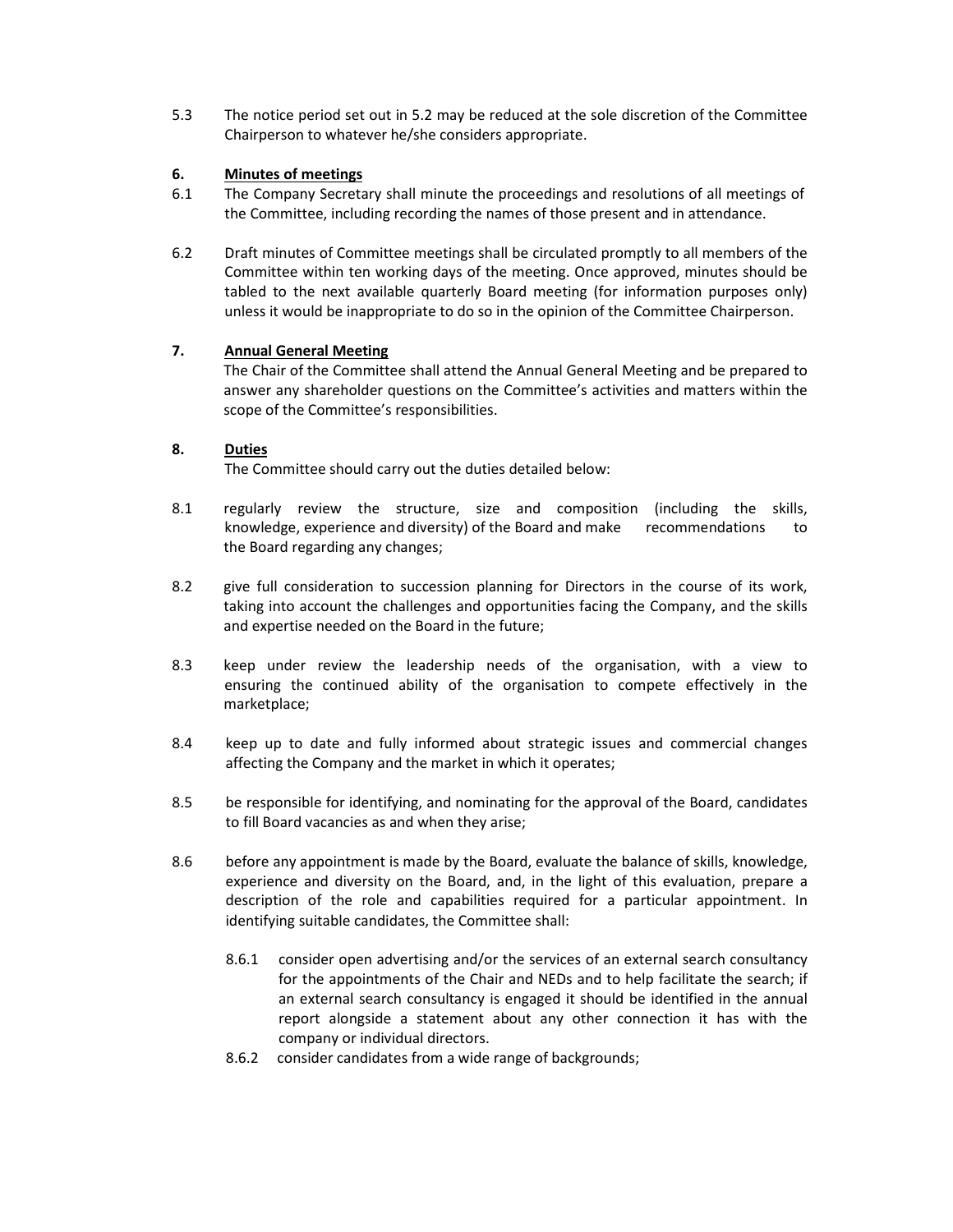5.3 The notice period set out in 5.2 may be reduced at the sole discretion of the Committee Chairperson to whatever he/she considers appropriate.

## 6. Minutes of meetings

6.1 The Company Secretary shall minute the proceedings and resolutions of all meetings of the Committee, including recording the names of those present and in attendance.

6.2 Draft minutes of Committee meetings shall be circulated promptly to all members of the Committee within ten working days of the meeting. Once approved, minutes should be tabled to the next available quarterly Board meeting (for information purposes only) unless it would be inappropriate to do so in the opinion of the Committee Chairperson.

## 7. Annual General Meeting

The Chair of the Committee shall attend the Annual General Meeting and be prepared to answer any shareholder questions on the Committee's activities and matters within the scope of the Committee's responsibilities.

## 8. Duties

The Committee should carry out the duties detailed below:

8.1 regularly review the structure, size and composition (including the skills, knowledge, experience and diversity) of the Board and make recommendations to the Board regarding any changes;

8.2 give full consideration to succession planning for Directors in the course of its work, taking into account the challenges and opportunities facing the Company, and the skills and expertise needed on the Board in the future;

8.3 keep under review the leadership needs of the organisation, with a view to ensuring the continued ability of the organisation to compete effectively in the marketplace;

8.4 keep up to date and fully informed about strategic issues and commercial changes affecting the Company and the market in which it operates;

8.5 be responsible for identifying, and nominating for the approval of the Board, candidates to fill Board vacancies as and when they arise;

8.6 before any appointment is made by the Board, evaluate the balance of skills, knowledge, experience and diversity on the Board, and, in the light of this evaluation, prepare a description of the role and capabilities required for a particular appointment. In identifying suitable candidates, the Committee shall:

- 8.6.1 consider open advertising and/or the services of an external search consultancy for the appointments of the Chair and NEDs and to help facilitate the search; if an external search consultancy is engaged it should be identified in the annual report alongside a statement about any other connection it has with the company or individual directors.
- 8.6.2 consider candidates from a wide range of backgrounds;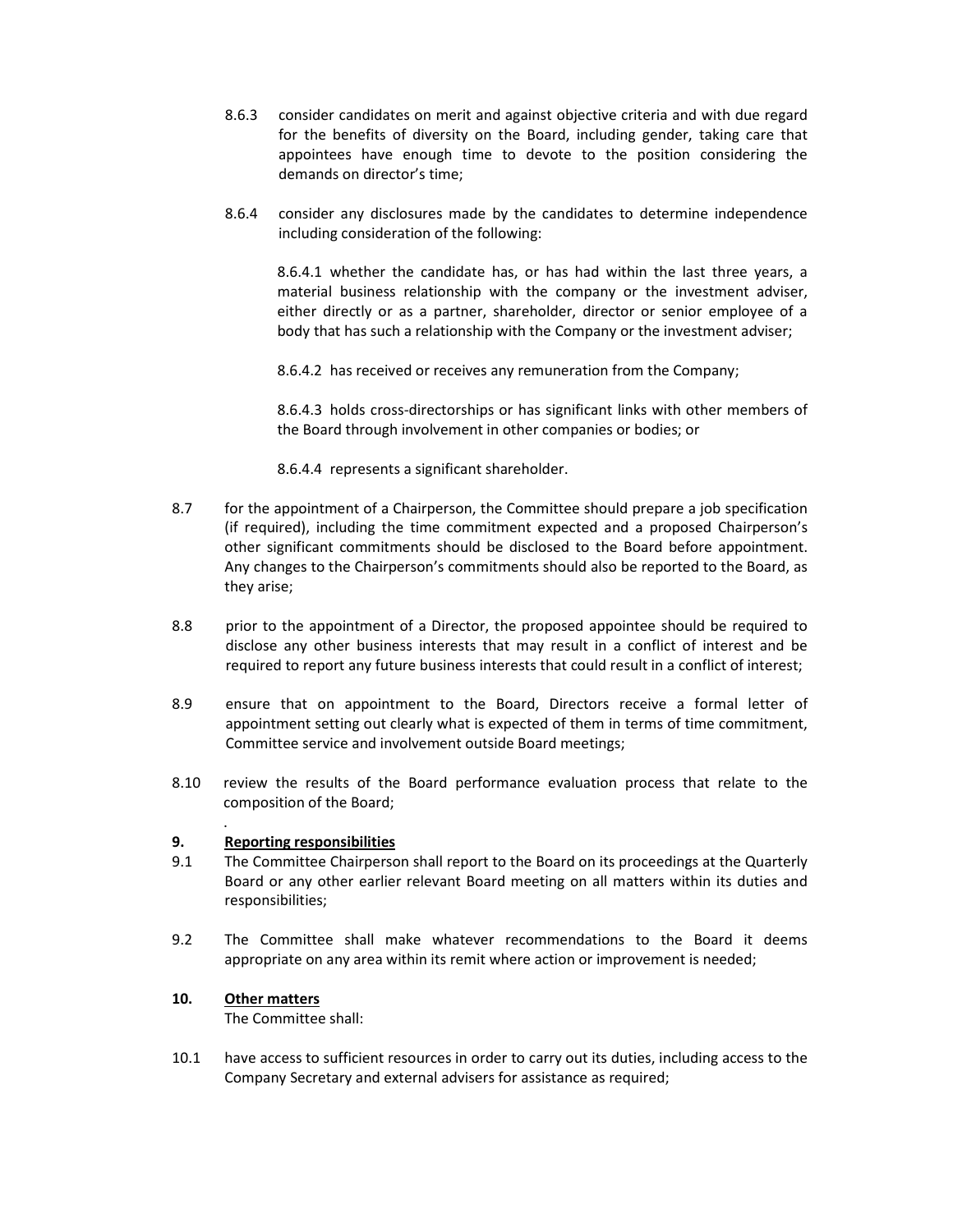8.6.3 consider candidates on merit and against objective criteria and with due regard for the benefits of diversity on the Board, including gender, taking care that appointees have enough time to devote to the position considering the demands on director's time;

8.6.4 consider any disclosures made by the candidates to determine independence including consideration of the following:

8.6.4.1 whether the candidate has, or has had within the last three years, a material business relationship with the company or the investment adviser, either directly or as a partner, shareholder, director or senior employee of a body that has such a relationship with the Company or the investment adviser;

8.6.4.2 has received or receives any remuneration from the Company;

8.6.4.3 holds cross-directorships or has significant links with other members of the Board through involvement in other companies or bodies; or

8.6.4.4 represents a significant shareholder.

8.7 for the appointment of a Chairperson, the Committee should prepare a job specification (if required), including the time commitment expected and a proposed Chairperson's other significant commitments should be disclosed to the Board before appointment. Any changes to the Chairperson's commitments should also be reported to the Board, as they arise;

8.8 prior to the appointment of a Director, the proposed appointee should be required to disclose any other business interests that may result in a conflict of interest and be required to report any future business interests that could result in a conflict of interest;

8.9 ensure that on appointment to the Board, Directors receive a formal letter of appointment setting out clearly what is expected of them in terms of time commitment, Committee service and involvement outside Board meetings;

8.10 review the results of the Board performance evaluation process that relate to the composition of the Board;

## 9. Reporting responsibilities

9.1 The Committee Chairperson shall report to the Board on its proceedings at the Quarterly Board or any other earlier relevant Board meeting on all matters within its duties and responsibilities;

9.2 The Committee shall make whatever recommendations to the Board it deems appropriate on any area within its remit where action or improvement is needed;

## 10. Other matters

The Committee shall:

10.1 have access to sufficient resources in order to carry out its duties, including access to the Company Secretary and external advisers for assistance as required;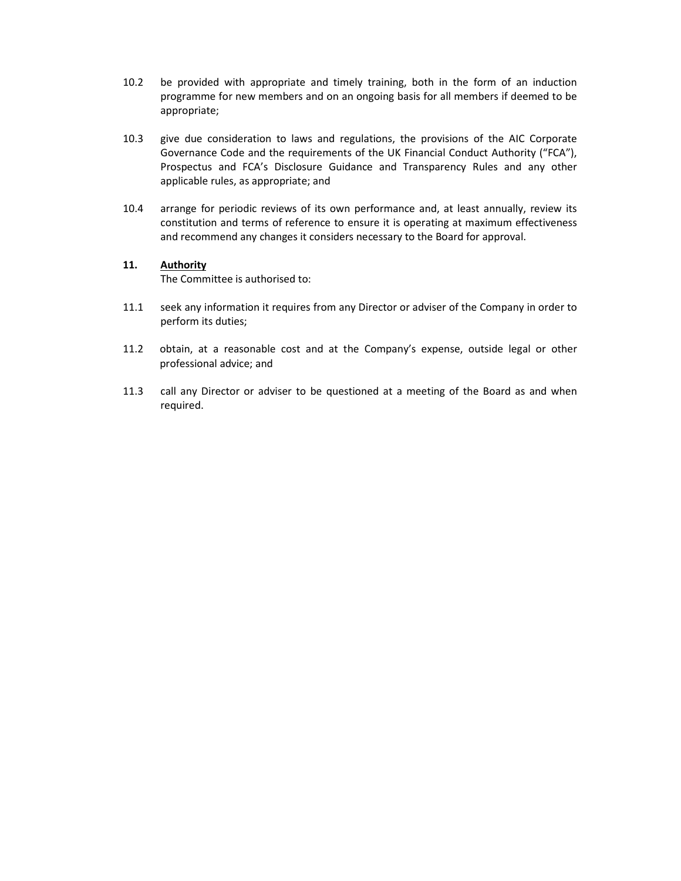10.2 be provided with appropriate and timely training, both in the form of an induction programme for new members and on an ongoing basis for all members if deemed to be appropriate;

10.3 give due consideration to laws and regulations, the provisions of the AIC Corporate Governance Code and the requirements of the UK Financial Conduct Authority ("FCA"), Prospectus and FCA's Disclosure Guidance and Transparency Rules and any other applicable rules, as appropriate; and

10.4 arrange for periodic reviews of its own performance and, at least annually, review its constitution and terms of reference to ensure it is operating at maximum effectiveness and recommend any changes it considers necessary to the Board for approval.

## 11. Authority

The Committee is authorised to:

11.1 seek any information it requires from any Director or adviser of the Company in order to perform its duties;

11.2 obtain, at a reasonable cost and at the Company's expense, outside legal or other professional advice; and

11.3 call any Director or adviser to be questioned at a meeting of the Board as and when required.